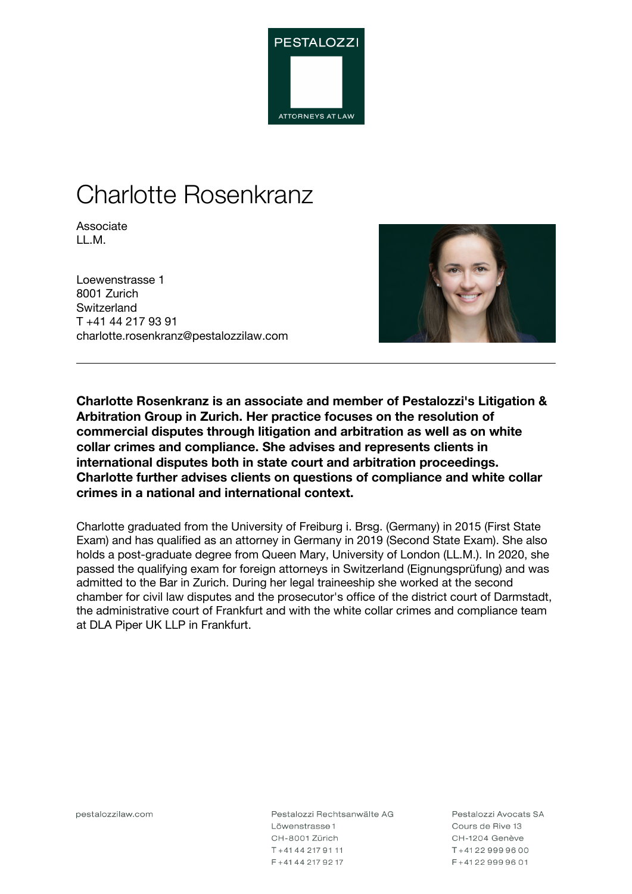# Charlotte Rosenkranz

Associate
LL.M.

Loewenstrasse 1
8001 Zurich
Switzerland
T +41 44 217 93 91
charlotte.rosenkranz@pestalozzilaw.com

---

**Charlotte Rosenkranz is an associate and member of Pestalozzi's Litigation & Arbitration Group in Zurich. Her practice focuses on the resolution of commercial disputes through litigation and arbitration as well as on white collar crimes and compliance. She advises and represents clients in international disputes both in state court and arbitration proceedings. Charlotte further advises clients on questions of compliance and white collar crimes in a national and international context.**

Charlotte graduated from the University of Freiburg i. Brsg. (Germany) in 2015 (First State Exam) and has qualified as an attorney in Germany in 2019 (Second State Exam). She also holds a post-graduate degree from Queen Mary, University of London (LL.M.). In 2020, she passed the qualifying exam for foreign attorneys in Switzerland (Eignungsprüfung) and was admitted to the Bar in Zurich. During her legal traineeship she worked at the second chamber for civil law disputes and the prosecutor's office of the district court of Darmstadt, the administrative court of Frankfurt and with the white collar crimes and compliance team at DLA Piper UK LLP in Frankfurt.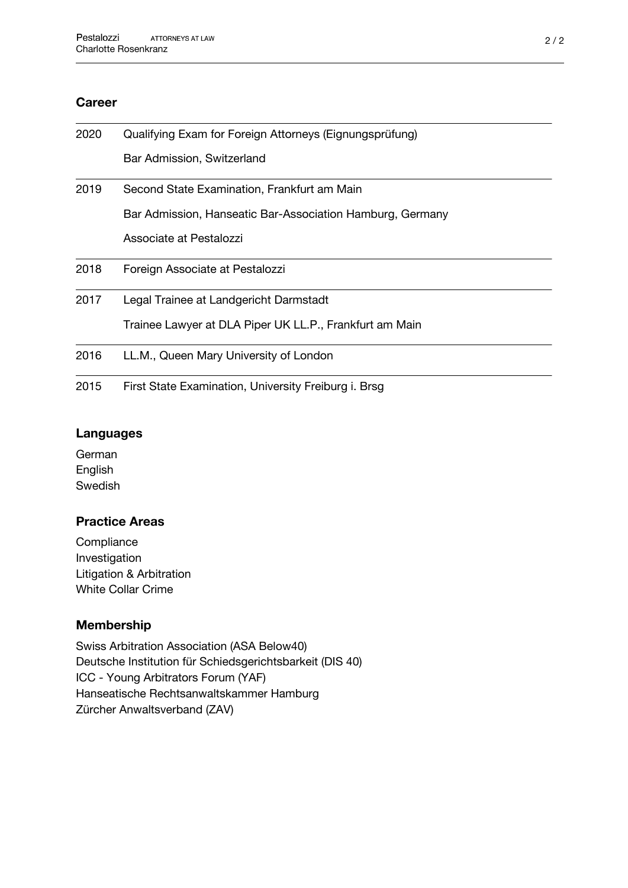## Career

| | |
|---|---|
| 2020 | Qualifying Exam for Foreign Attorneys (Eignungsprüfung) |
| | Bar Admission, Switzerland |
| 2019 | Second State Examination, Frankfurt am Main |
| | Bar Admission, Hanseatic Bar-Association Hamburg, Germany |
| | Associate at Pestalozzi |
| 2018 | Foreign Associate at Pestalozzi |
| 2017 | Legal Trainee at Landgericht Darmstadt |
| | Trainee Lawyer at DLA Piper UK LL.P., Frankfurt am Main |
| 2016 | LL.M., Queen Mary University of London |
| 2015 | First State Examination, University Freiburg i. Brsg |

## Languages

German
English
Swedish

## Practice Areas

Compliance
Investigation
Litigation & Arbitration
White Collar Crime

## Membership

Swiss Arbitration Association (ASA Below40)
Deutsche Institution für Schiedsgerichtsbarkeit (DIS 40)
ICC - Young Arbitrators Forum (YAF)
Hanseatische Rechtsanwaltskammer Hamburg
Zürcher Anwaltsverband (ZAV)